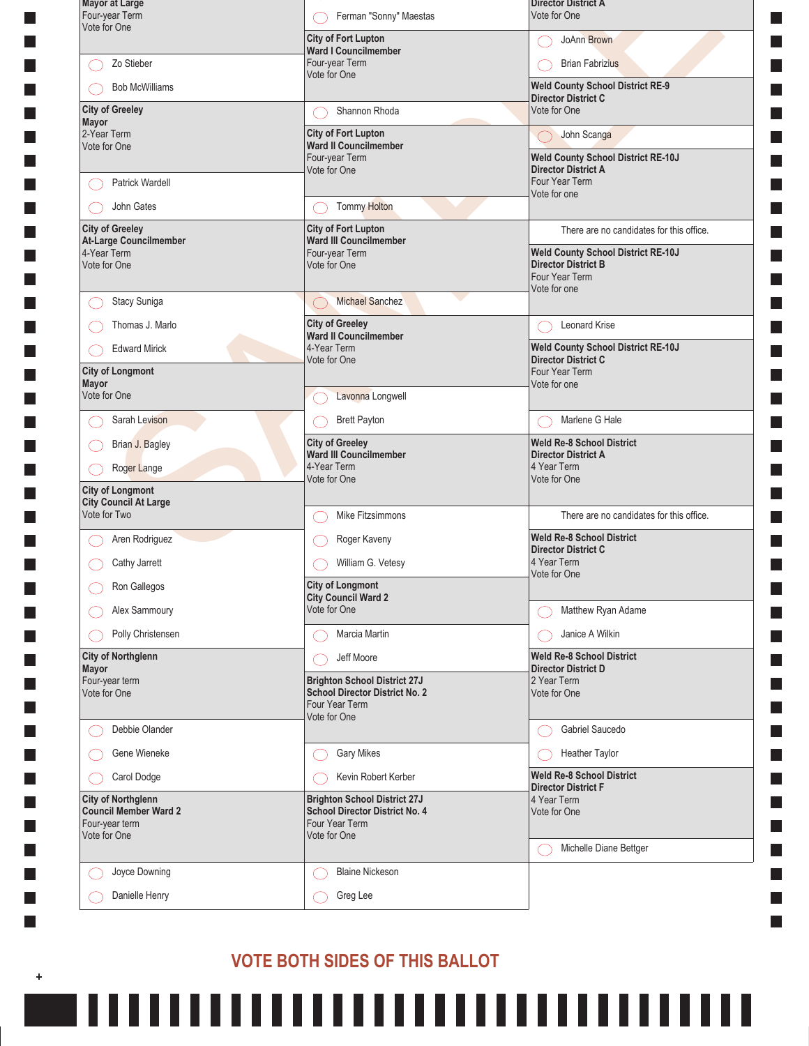**Mayor at Large**
Four-year Term
Vote for One

- Zo Stieber
- Bob McWilliams

**City of Greeley**
**Mayor**
2-Year Term
Vote for One

- Patrick Wardell
- John Gates

**City of Greeley**
**At-Large Councilmember**
4-Year Term
Vote for One

- Stacy Suniga
- Thomas J. Marlo
- Edward Mirick

**City of Longmont**
**Mayor**
Vote for One

- Sarah Levison
- Brian J. Bagley
- Roger Lange

**City of Longmont**
**City Council At Large**
Vote for Two

- Aren Rodriguez
- Cathy Jarrett
- Ron Gallegos
- Alex Sammoury
- Polly Christensen

**City of Northglenn**
**Mayor**
Four-year term
Vote for One

- Debbie Olander
- Gene Wieneke
- Carol Dodge

**City of Northglenn**
**Council Member Ward 2**
Four-year term
Vote for One

- Joyce Downing
- Danielle Henry

---

- Ferman "Sonny" Maestas

**City of Fort Lupton**
**Ward I Councilmember**
Four-year Term
Vote for One

- Shannon Rhoda

**City of Fort Lupton**
**Ward II Councilmember**
Four-year Term
Vote for One

- Tommy Holton

**City of Fort Lupton**
**Ward III Councilmember**
Four-year Term
Vote for One

- Michael Sanchez

**City of Greeley**
**Ward II Councilmember**
4-Year Term
Vote for One

- Lavonna Longwell
- Brett Payton

**City of Greeley**
**Ward III Councilmember**
4-Year Term
Vote for One

- Mike Fitzsimmons
- Roger Kaveny
- William G. Vetesy

**City of Longmont**
**City Council Ward 2**
Vote for One

- Marcia Martin
- Jeff Moore

**Brighton School District 27J**
**School Director District No. 2**
Four Year Term
Vote for One

- Gary Mikes
- Kevin Robert Kerber

**Brighton School District 27J**
**School Director District No. 4**
Four Year Term
Vote for One

- Blaine Nickeson
- Greg Lee

---

**Director District A**
Vote for One

- JoAnn Brown
- Brian Fabrizius

**Weld County School District RE-9**
**Director District C**
Vote for One

- John Scanga

**Weld County School District RE-10J**
**Director District A**
Four Year Term
Vote for one

There are no candidates for this office.

**Weld County School District RE-10J**
**Director District B**
Four Year Term
Vote for one

- Leonard Krise

**Weld County School District RE-10J**
**Director District C**
Four Year Term
Vote for one

- Marlene G Hale

**Weld Re-8 School District**
**Director District A**
4 Year Term
Vote for One

There are no candidates for this office.

**Weld Re-8 School District**
**Director District C**
4 Year Term
Vote for One

- Matthew Ryan Adame
- Janice A Wilkin

**Weld Re-8 School District**
**Director District D**
2 Year Term
Vote for One

- Gabriel Saucedo
- Heather Taylor

**Weld Re-8 School District**
**Director District F**
4 Year Term
Vote for One

- Michelle Diane Bettger

**VOTE BOTH SIDES OF THIS BALLOT**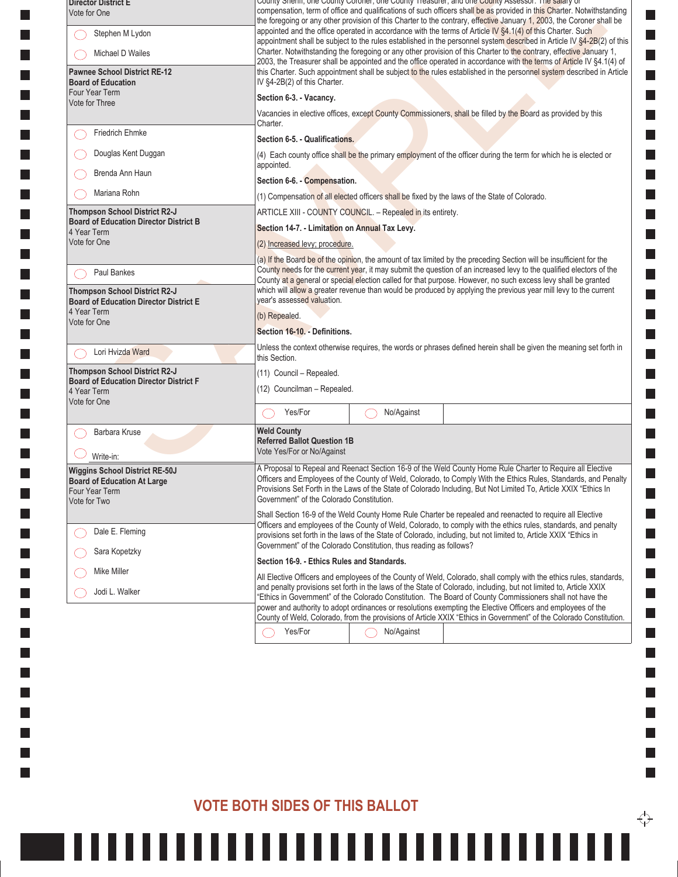**Director District E**
Vote for One

- ◯ Stephen M Lydon
- ◯ Michael D Wailes

**Pawnee School District RE-12**
**Board of Education**
Four Year Term
Vote for Three

- ◯ Friedrich Ehmke
- ◯ Douglas Kent Duggan
- ◯ Brenda Ann Haun
- ◯ Mariana Rohn

**Thompson School District R2-J**
**Board of Education Director District B**
4 Year Term
Vote for One

- ◯ Paul Bankes

**Thompson School District R2-J**
**Board of Education Director District E**
4 Year Term
Vote for One

- ◯ Lori Hvizda Ward

**Thompson School District R2-J**
**Board of Education Director District F**
4 Year Term
Vote for One

- ◯ Barbara Kruse
- ◯ Write-in: ____________

**Wiggins School District RE-50J**
**Board of Education At Large**
Four Year Term
Vote for Two

- ◯ Dale E. Fleming
- ◯ Sara Kopetzky
- ◯ Mike Miller
- ◯ Jodi L. Walker

County Sheriff, one County Coroner, one County Treasurer, and one County Assessor. The salary of compensation, term of office and qualifications of such officers shall be as provided in this Charter. Notwithstanding the foregoing or any other provision of this Charter to the contrary, effective January 1, 2003, the Coroner shall be appointed and the office operated in accordance with the terms of Article IV §4.1(4) of this Charter. Such appointment shall be subject to the rules established in the personnel system described in Article IV §4-2B(2) of this Charter. Notwithstanding the foregoing or any other provision of this Charter to the contrary, effective January 1, 2003, the Treasurer shall be appointed and the office operated in accordance with the terms of Article IV §4.1(4) of this Charter. Such appointment shall be subject to the rules established in the personnel system described in Article IV §4-2B(2) of this Charter.

**Section 6-3. - Vacancy.**

Vacancies in elective offices, except County Commissioners, shall be filled by the Board as provided by this Charter.

**Section 6-5. - Qualifications.**

(4) Each county office shall be the primary employment of the officer during the term for which he is elected or appointed.

**Section 6-6. - Compensation.**

(1) Compensation of all elected officers shall be fixed by the laws of the State of Colorado.

ARTICLE XIII - COUNTY COUNCIL. – Repealed in its entirety.

**Section 14-7. - Limitation on Annual Tax Levy.**

(2) Increased levy; procedure.

(a) If the Board be of the opinion, the amount of tax limited by the preceding Section will be insufficient for the County needs for the current year, it may submit the question of an increased levy to the qualified electors of the County at a general or special election called for that purpose. However, no such excess levy shall be granted which will allow a greater revenue than would be produced by applying the previous year mill levy to the current year's assessed valuation.

(b) Repealed.

**Section 16-10. - Definitions.**

Unless the context otherwise requires, the words or phrases defined herein shall be given the meaning set forth in this Section.

(11) Council – Repealed.

(12) Councilman – Repealed.

◯ Yes/For ◯ No/Against

**Weld County**
**Referred Ballot Question 1B**
Vote Yes/For or No/Against

A Proposal to Repeal and Reenact Section 16-9 of the Weld County Home Rule Charter to Require all Elective Officers and Employees of the County of Weld, Colorado, to Comply With the Ethics Rules, Standards, and Penalty Provisions Set Forth in the Laws of the State of Colorado Including, But Not Limited To, Article XXIX "Ethics In Government" of the Colorado Constitution.

Shall Section 16-9 of the Weld County Home Rule Charter be repealed and reenacted to require all Elective Officers and employees of the County of Weld, Colorado, to comply with the ethics rules, standards, and penalty provisions set forth in the laws of the State of Colorado, including, but not limited to, Article XXIX "Ethics in Government" of the Colorado Constitution, thus reading as follows?

**Section 16-9. - Ethics Rules and Standards.**

All Elective Officers and employees of the County of Weld, Colorado, shall comply with the ethics rules, standards, and penalty provisions set forth in the laws of the State of Colorado, including, but not limited to, Article XXIX "Ethics in Government" of the Colorado Constitution. The Board of County Commissioners shall not have the power and authority to adopt ordinances or resolutions exempting the Elective Officers and employees of the County of Weld, Colorado, from the provisions of Article XXIX "Ethics in Government" of the Colorado Constitution.

◯ Yes/For ◯ No/Against

**VOTE BOTH SIDES OF THIS BALLOT**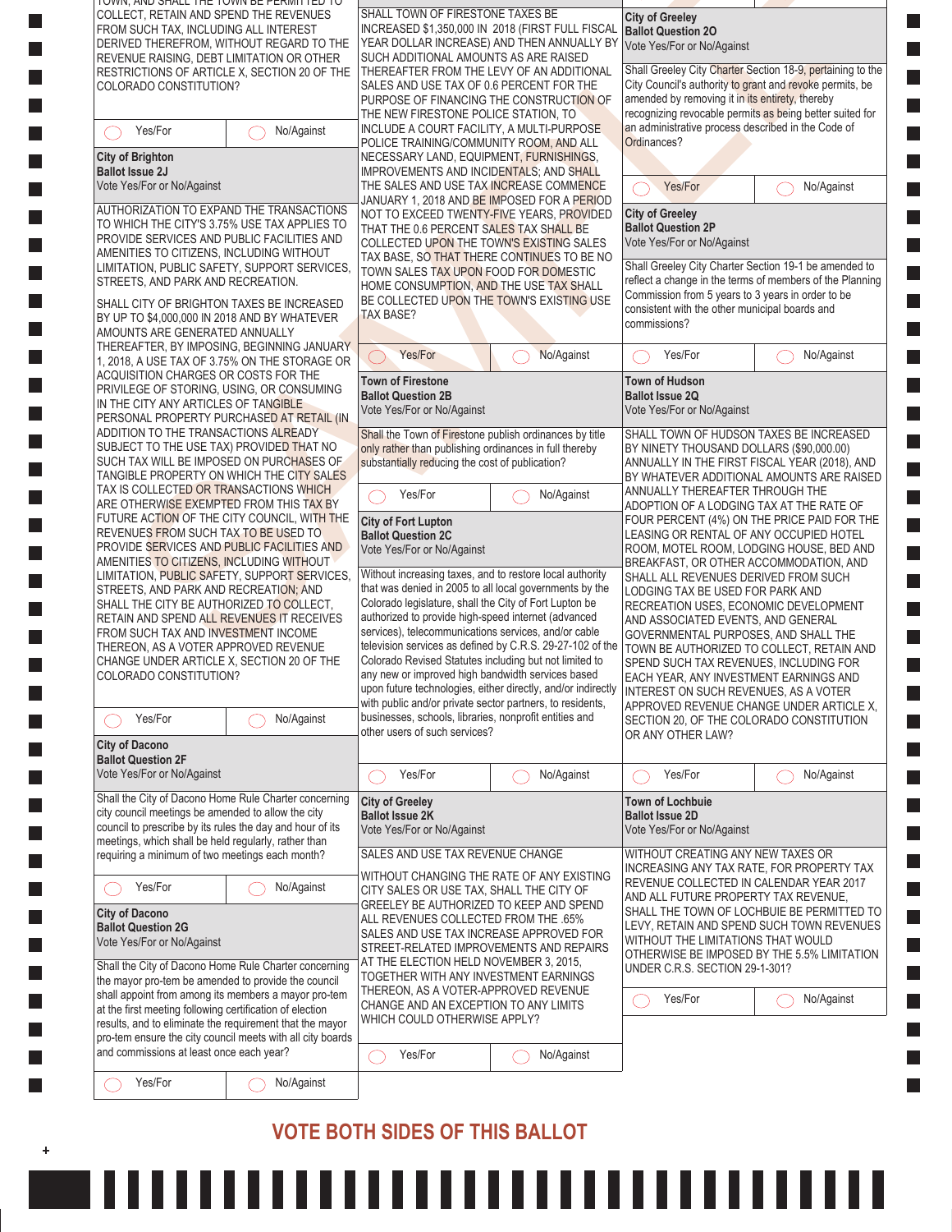TOWN, AND SHALL THE TOWN BE PERMITTED TO COLLECT, RETAIN AND SPEND THE REVENUES FROM SUCH TAX, INCLUDING ALL INTEREST DERIVED THEREFROM, WITHOUT REGARD TO THE REVENUE RAISING, DEBT LIMITATION OR OTHER RESTRICTIONS OF ARTICLE X, SECTION 20 OF THE COLORADO CONSTITUTION?

◯ Yes/For ◯ No/Against

**City of Brighton**
**Ballot Issue 2J**
Vote Yes/For or No/Against

AUTHORIZATION TO EXPAND THE TRANSACTIONS TO WHICH THE CITY'S 3.75% USE TAX APPLIES TO PROVIDE SERVICES AND PUBLIC FACILITIES AND AMENITIES TO CITIZENS, INCLUDING WITHOUT LIMITATION, PUBLIC SAFETY, SUPPORT SERVICES, STREETS, AND PARK AND RECREATION.

SHALL CITY OF BRIGHTON TAXES BE INCREASED BY UP TO $4,000,000 IN 2018 AND BY WHATEVER AMOUNTS ARE GENERATED ANNUALLY THEREAFTER, BY IMPOSING, BEGINNING JANUARY 1, 2018, A USE TAX OF 3.75% ON THE STORAGE OR ACQUISITION CHARGES OR COSTS FOR THE PRIVILEGE OF STORING, USING, OR CONSUMING IN THE CITY ANY ARTICLES OF TANGIBLE PERSONAL PROPERTY PURCHASED AT RETAIL (IN ADDITION TO THE TRANSACTIONS ALREADY SUBJECT TO THE USE TAX) PROVIDED THAT NO SUCH TAX WILL BE IMPOSED ON PURCHASES OF TANGIBLE PROPERTY ON WHICH THE CITY SALES TAX IS COLLECTED OR TRANSACTIONS WHICH ARE OTHERWISE EXEMPTED FROM THIS TAX BY FUTURE ACTION OF THE CITY COUNCIL, WITH THE REVENUES FROM SUCH TAX TO BE USED TO PROVIDE SERVICES AND PUBLIC FACILITIES AND AMENITIES TO CITIZENS, INCLUDING WITHOUT LIMITATION, PUBLIC SAFETY, SUPPORT SERVICES, STREETS, AND PARK AND RECREATION; AND SHALL THE CITY BE AUTHORIZED TO COLLECT, RETAIN AND SPEND ALL REVENUES IT RECEIVES FROM SUCH TAX AND INVESTMENT INCOME THEREON, AS A VOTER APPROVED REVENUE CHANGE UNDER ARTICLE X, SECTION 20 OF THE COLORADO CONSTITUTION?

◯ Yes/For ◯ No/Against

**City of Dacono**
**Ballot Question 2F**
Vote Yes/For or No/Against

Shall the City of Dacono Home Rule Charter concerning city council meetings be amended to allow the city council to prescribe by its rules the day and hour of its meetings, which shall be held regularly, rather than requiring a minimum of two meetings each month?

◯ Yes/For ◯ No/Against

**City of Dacono**
**Ballot Question 2G**
Vote Yes/For or No/Against

Shall the City of Dacono Home Rule Charter concerning the mayor pro-tem be amended to provide the council shall appoint from among its members a mayor pro-tem at the first meeting following certification of election results, and to eliminate the requirement that the mayor pro-tem ensure the city council meets with all city boards and commissions at least once each year?

◯ Yes/For ◯ No/Against

SHALL TOWN OF FIRESTONE TAXES BE INCREASED $1,350,000 IN 2018 (FIRST FULL FISCAL YEAR DOLLAR INCREASE) AND THEN ANNUALLY BY SUCH ADDITIONAL AMOUNTS AS ARE RAISED THEREAFTER FROM THE LEVY OF AN ADDITIONAL SALES AND USE TAX OF 0.6 PERCENT FOR THE PURPOSE OF FINANCING THE CONSTRUCTION OF THE NEW FIRESTONE POLICE STATION, TO INCLUDE A COURT FACILITY, A MULTI-PURPOSE POLICE TRAINING/COMMUNITY ROOM, AND ALL NECESSARY LAND, EQUIPMENT, FURNISHINGS, IMPROVEMENTS AND INCIDENTALS; AND SHALL THE SALES AND USE TAX INCREASE COMMENCE JANUARY 1, 2018 AND BE IMPOSED FOR A PERIOD NOT TO EXCEED TWENTY-FIVE YEARS, PROVIDED THAT THE 0.6 PERCENT SALES TAX SHALL BE COLLECTED UPON THE TOWN'S EXISTING SALES TAX BASE, SO THAT THERE CONTINUES TO BE NO TOWN SALES TAX UPON FOOD FOR DOMESTIC HOME CONSUMPTION, AND THE USE TAX SHALL BE COLLECTED UPON THE TOWN'S EXISTING USE TAX BASE?

◯ Yes/For ◯ No/Against

**Town of Firestone**
**Ballot Question 2B**
Vote Yes/For or No/Against

Shall the Town of Firestone publish ordinances by title only rather than publishing ordinances in full thereby substantially reducing the cost of publication?

◯ Yes/For ◯ No/Against

**City of Fort Lupton**
**Ballot Question 2C**
Vote Yes/For or No/Against

Without increasing taxes, and to restore local authority that was denied in 2005 to all local governments by the Colorado legislature, shall the City of Fort Lupton be authorized to provide high-speed internet (advanced services), telecommunications services, and/or cable television services as defined by C.R.S. 29-27-102 of the Colorado Revised Statutes including but not limited to any new or improved high bandwidth services based upon future technologies, either directly, and/or indirectly with public and/or private sector partners, to residents, businesses, schools, libraries, nonprofit entities and other users of such services?

◯ Yes/For ◯ No/Against

**City of Greeley**
**Ballot Issue 2K**
Vote Yes/For or No/Against

SALES AND USE TAX REVENUE CHANGE

WITHOUT CHANGING THE RATE OF ANY EXISTING CITY SALES OR USE TAX, SHALL THE CITY OF GREELEY BE AUTHORIZED TO KEEP AND SPEND ALL REVENUES COLLECTED FROM THE .65% SALES AND USE TAX INCREASE APPROVED FOR STREET-RELATED IMPROVEMENTS AND REPAIRS AT THE ELECTION HELD NOVEMBER 3, 2015, TOGETHER WITH ANY INVESTMENT EARNINGS THEREON, AS A VOTER-APPROVED REVENUE CHANGE AND AN EXCEPTION TO ANY LIMITS WHICH COULD OTHERWISE APPLY?

◯ Yes/For ◯ No/Against

**City of Greeley**
**Ballot Question 2O**
Vote Yes/For or No/Against

Shall Greeley City Charter Section 18-9, pertaining to the City Council's authority to grant and revoke permits, be amended by removing it in its entirety, thereby recognizing revocable permits as being better suited for an administrative process described in the Code of Ordinances?

◯ Yes/For ◯ No/Against

**City of Greeley**
**Ballot Question 2P**
Vote Yes/For or No/Against

Shall Greeley City Charter Section 19-1 be amended to reflect a change in the terms of members of the Planning Commission from 5 years to 3 years in order to be consistent with the other municipal boards and commissions?

◯ Yes/For ◯ No/Against

**Town of Hudson**
**Ballot Question 2Q**
Vote Yes/For or No/Against

SHALL TOWN OF HUDSON TAXES BE INCREASED BY NINETY THOUSAND DOLLARS ($90,000.00) ANNUALLY IN THE FIRST FISCAL YEAR (2018), AND BY WHATEVER ADDITIONAL AMOUNTS ARE RAISED ANNUALLY THEREAFTER THROUGH THE ADOPTION OF A LODGING TAX AT THE RATE OF FOUR PERCENT (4%) ON THE PRICE PAID FOR THE LEASING OR RENTAL OF ANY OCCUPIED HOTEL ROOM, MOTEL ROOM, LODGING HOUSE, BED AND BREAKFAST, OR OTHER ACCOMMODATION, AND SHALL ALL REVENUES DERIVED FROM SUCH LODGING TAX BE USED FOR PARK AND RECREATION USES, ECONOMIC DEVELOPMENT AND ASSOCIATED EVENTS, AND GENERAL GOVERNMENTAL PURPOSES, AND SHALL THE TOWN BE AUTHORIZED TO COLLECT, RETAIN AND SPEND SUCH TAX REVENUES, INCLUDING FOR EACH YEAR, ANY INVESTMENT EARNINGS AND INTEREST ON SUCH REVENUES, AS A VOTER APPROVED REVENUE CHANGE UNDER ARTICLE X, SECTION 20, OF THE COLORADO CONSTITUTION OR ANY OTHER LAW?

◯ Yes/For ◯ No/Against

**Town of Lochbuie**
**Ballot Issue 2D**
Vote Yes/For or No/Against

WITHOUT CREATING ANY NEW TAXES OR INCREASING ANY TAX RATE, FOR PROPERTY TAX REVENUE COLLECTED IN CALENDAR YEAR 2017 AND ALL FUTURE PROPERTY TAX REVENUE, SHALL THE TOWN OF LOCHBUIE BE PERMITTED TO LEVY, RETAIN AND SPEND SUCH TOWN REVENUES WITHOUT THE LIMITATIONS THAT WOULD OTHERWISE BE IMPOSED BY THE 5.5% LIMITATION UNDER C.R.S. SECTION 29-1-301?

◯ Yes/For ◯ No/Against

**VOTE BOTH SIDES OF THIS BALLOT**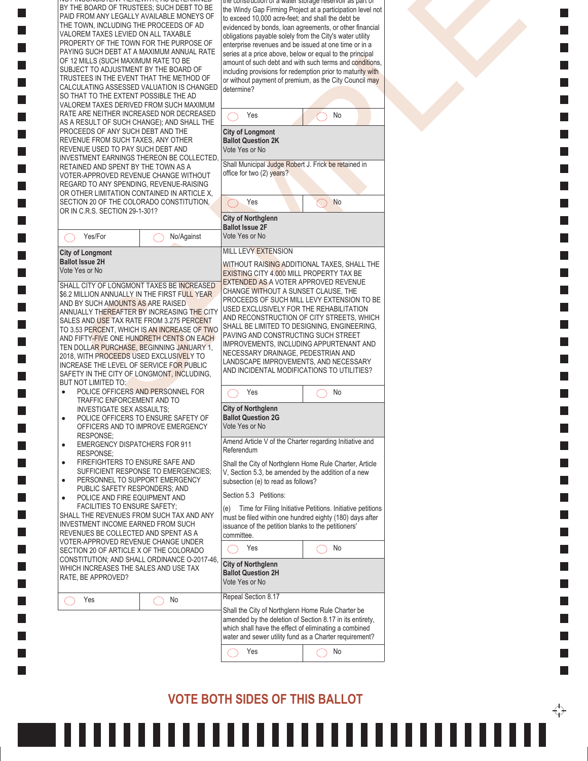NOT INCONSISTENT HEREWITH, AS DETERMINED BY THE BOARD OF TRUSTEES; SUCH DEBT TO BE PAID FROM ANY LEGALLY AVAILABLE MONEYS OF THE TOWN, INCLUDING THE PROCEEDS OF AD VALOREM TAXES LEVIED ON ALL TAXABLE PROPERTY OF THE TOWN FOR THE PURPOSE OF PAYING SUCH DEBT AT A MAXIMUM ANNUAL RATE OF 12 MILLS (SUCH MAXIMUM RATE TO BE SUBJECT TO ADJUSTMENT BY THE BOARD OF TRUSTEES IN THE EVENT THAT THE METHOD OF CALCULATING ASSESSED VALUATION IS CHANGED SO THAT TO THE EXTENT POSSIBLE THE AD VALOREM TAXES DERIVED FROM SUCH MAXIMUM RATE ARE NEITHER INCREASED NOR DECREASED AS A RESULT OF SUCH CHANGE); AND SHALL THE PROCEEDS OF ANY SUCH DEBT AND THE REVENUE FROM SUCH TAXES, ANY OTHER REVENUE USED TO PAY SUCH DEBT AND INVESTMENT EARNINGS THEREON BE COLLECTED, RETAINED AND SPENT BY THE TOWN AS A VOTER-APPROVED REVENUE CHANGE WITHOUT REGARD TO ANY SPENDING, REVENUE-RAISING OR OTHER LIMITATION CONTAINED IN ARTICLE X, SECTION 20 OF THE COLORADO CONSTITUTION, OR IN C.R.S. SECTION 29-1-301?

◯ Yes/For ◯ No/Against

**City of Longmont**
**Ballot Issue 2H**
Vote Yes or No

SHALL CITY OF LONGMONT TAXES BE INCREASED $6.2 MILLION ANNUALLY IN THE FIRST FULL YEAR AND BY SUCH AMOUNTS AS ARE RAISED ANNUALLY THEREAFTER BY INCREASING THE CITY SALES AND USE TAX RATE FROM 3.275 PERCENT TO 3.53 PERCENT, WHICH IS AN INCREASE OF TWO AND FIFTY-FIVE ONE HUNDRETH CENTS ON EACH TEN DOLLAR PURCHASE, BEGINNING JANUARY 1, 2018, WITH PROCEEDS USED EXCLUSIVELY TO INCREASE THE LEVEL OF SERVICE FOR PUBLIC SAFETY IN THE CITY OF LONGMONT, INCLUDING, BUT NOT LIMITED TO:

- POLICE OFFICERS AND PERSONNEL FOR TRAFFIC ENFORCEMENT AND TO INVESTIGATE SEX ASSAULTS;
- POLICE OFFICERS TO ENSURE SAFETY OF OFFICERS AND TO IMPROVE EMERGENCY RESPONSE;
- EMERGENCY DISPATCHERS FOR 911 RESPONSE;
- FIREFIGHTERS TO ENSURE SAFE AND SUFFICIENT RESPONSE TO EMERGENCIES;
- PERSONNEL TO SUPPORT EMERGENCY PUBLIC SAFETY RESPONDERS; AND
- POLICE AND FIRE EQUIPMENT AND FACILITIES TO ENSURE SAFETY;

SHALL THE REVENUES FROM SUCH TAX AND ANY INVESTMENT INCOME EARNED FROM SUCH REVENUES BE COLLECTED AND SPENT AS A VOTER-APPROVED REVENUE CHANGE UNDER SECTION 20 OF ARTICLE X OF THE COLORADO CONSTITUTION; AND SHALL ORDINANCE O-2017-46, WHICH INCREASES THE SALES AND USE TAX RATE, BE APPROVED?

◯ Yes ◯ No

the construction of a water storage reservoir as part of the Windy Gap Firming Project at a participation level not to exceed 10,000 acre-feet; and shall the debt be evidenced by bonds, loan agreements, or other financial obligations payable solely from the City's water utility enterprise revenues and be issued at one time or in a series at a price above, below or equal to the principal amount of such debt and with such terms and conditions, including provisions for redemption prior to maturity with or without payment of premium, as the City Council may determine?

◯ Yes ◯ No

**City of Longmont**
**Ballot Question 2K**
Vote Yes or No

Shall Municipal Judge Robert J. Frick be retained in office for two (2) years?

◯ Yes ◯ No

**City of Northglenn**
**Ballot Issue 2F**
Vote Yes or No

MILL LEVY EXTENSION

WITHOUT RAISING ADDITIONAL TAXES, SHALL THE EXISTING CITY 4.000 MILL PROPERTY TAX BE EXTENDED AS A VOTER APPROVED REVENUE CHANGE WITHOUT A SUNSET CLAUSE, THE PROCEEDS OF SUCH MILL LEVY EXTENSION TO BE USED EXCLUSIVELY FOR THE REHABILITATION AND RECONSTRUCTION OF CITY STREETS, WHICH SHALL BE LIMITED TO DESIGNING, ENGINEERING, PAVING AND CONSTRUCTING SUCH STREET IMPROVEMENTS, INCLUDING APPURTENANT AND NECESSARY DRAINAGE, PEDESTRIAN AND LANDSCAPE IMPROVEMENTS, AND NECESSARY AND INCIDENTAL MODIFICATIONS TO UTILITIES?

◯ Yes ◯ No

**City of Northglenn**
**Ballot Question 2G**
Vote Yes or No

Amend Article V of the Charter regarding Initiative and Referendum

Shall the City of Northglenn Home Rule Charter, Article V, Section 5.3, be amended by the addition of a new subsection (e) to read as follows?

Section 5.3 Petitions:

(e) Time for Filing Initiative Petitions. Initiative petitions must be filed within one hundred eighty (180) days after issuance of the petition blanks to the petitioners' committee.

◯ Yes ◯ No

**City of Northglenn**
**Ballot Question 2H**
Vote Yes or No

Repeal Section 8.17

Shall the City of Northglenn Home Rule Charter be amended by the deletion of Section 8.17 in its entirety, which shall have the effect of eliminating a combined water and sewer utility fund as a Charter requirement?

◯ Yes ◯ No

**VOTE BOTH SIDES OF THIS BALLOT**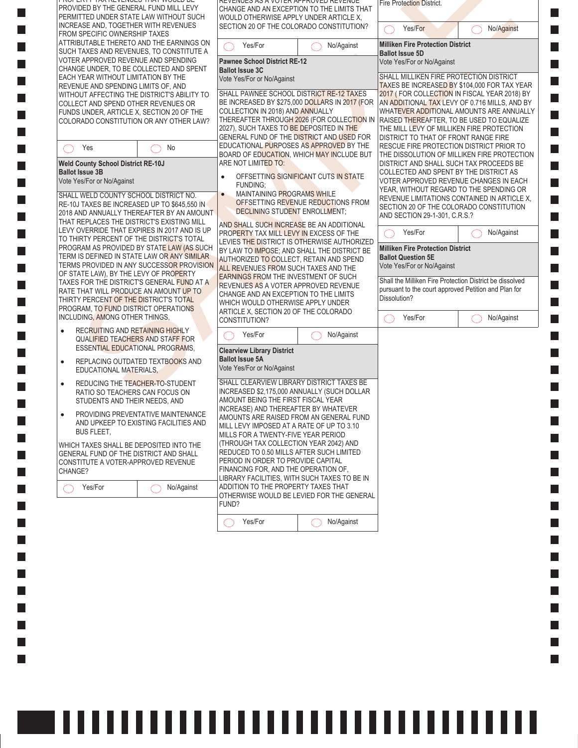PROPERTY TAX REVENUES THAT WOULD BE PROVIDED BY THE GENERAL FUND MILL LEVY PERMITTED UNDER STATE LAW WITHOUT SUCH INCREASE AND, TOGETHER WITH REVENUES FROM SPECIFIC OWNERSHIP TAXES ATTRIBUTABLE THERETO AND THE EARNINGS ON SUCH TAXES AND REVENUES, TO CONSTITUTE A VOTER APPROVED REVENUE AND SPENDING CHANGE UNDER, TO BE COLLECTED AND SPENT EACH YEAR WITHOUT LIMITATION BY THE REVENUE AND SPENDING LIMITS OF, AND WITHOUT AFFECTING THE DISTRICT'S ABILITY TO COLLECT AND SPEND OTHER REVENUES OR FUNDS UNDER, ARTICLE X, SECTION 20 OF THE COLORADO CONSTITUTION OR ANY OTHER LAW?

◯ Yes ◯ No

**Weld County School District RE-10J**
**Ballot Issue 3B**
Vote Yes/For or No/Against

SHALL WELD COUNTY SCHOOL DISTRICT NO. RE-10J TAXES BE INCREASED UP TO $645,550 IN 2018 AND ANNUALLY THEREAFTER BY AN AMOUNT THAT REPLACES THE DISTRICT'S EXISTING MILL LEVY OVERRIDE THAT EXPIRES IN 2017 AND IS UP TO THIRTY PERCENT OF THE DISTRICT'S TOTAL PROGRAM AS PROVIDED BY STATE LAW (AS SUCH TERM IS DEFINED IN STATE LAW OR ANY SIMILAR TERMS PROVIDED IN ANY SUCCESSOR PROVISION OF STATE LAW), BY THE LEVY OF PROPERTY TAXES FOR THE DISTRICT'S GENERAL FUND AT A RATE THAT WILL PRODUCE AN AMOUNT UP TO THIRTY PERCENT OF THE DISTRICT'S TOTAL PROGRAM, TO FUND DISTRICT OPERATIONS INCLUDING, AMONG OTHER THINGS,

- RECRUITING AND RETAINING HIGHLY QUALIFIED TEACHERS AND STAFF FOR ESSENTIAL EDUCATIONAL PROGRAMS,
- REPLACING OUTDATED TEXTBOOKS AND EDUCATIONAL MATERIALS,
- REDUCING THE TEACHER-TO-STUDENT RATIO SO TEACHERS CAN FOCUS ON STUDENTS AND THEIR NEEDS, AND
- PROVIDING PREVENTATIVE MAINTENANCE AND UPKEEP TO EXISTING FACILITIES AND BUS FLEET,

WHICH TAXES SHALL BE DEPOSITED INTO THE GENERAL FUND OF THE DISTRICT AND SHALL CONSTITUTE A VOTER-APPROVED REVENUE CHANGE?

◯ Yes/For ◯ No/Against

REVENUES AS A VOTER APPROVED REVENUE CHANGE AND AN EXCEPTION TO THE LIMITS THAT WOULD OTHERWISE APPLY UNDER ARTICLE X, SECTION 20 OF THE COLORADO CONSTITUTION?

◯ Yes/For ◯ No/Against

**Pawnee School District RE-12**
**Ballot Issue 3C**
Vote Yes/For or No/Against

SHALL PAWNEE SCHOOL DISTRICT RE-12 TAXES BE INCREASED BY $275,000 DOLLARS IN 2017 (FOR COLLECTION IN 2018) AND ANNUALLY THEREAFTER THROUGH 2026 (FOR COLLECTION IN 2027), SUCH TAXES TO BE DEPOSITED IN THE GENERAL FUND OF THE DISTRICT AND USED FOR EDUCATIONAL PURPOSES AS APPROVED BY THE BOARD OF EDUCATION, WHICH MAY INCLUDE BUT ARE NOT LIMITED TO:

- OFFSETTING SIGNIFICANT CUTS IN STATE FUNDING;
- MAINTAINING PROGRAMS WHILE OFFSETTING REVENUE REDUCTIONS FROM DECLINING STUDENT ENROLLMENT;

AND SHALL SUCH INCREASE BE AN ADDITIONAL PROPERTY TAX MILL LEVY IN EXCESS OF THE LEVIES THE DISTRICT IS OTHERWISE AUTHORIZED BY LAW TO IMPOSE; AND SHALL THE DISTRICT BE AUTHORIZED TO COLLECT, RETAIN AND SPEND ALL REVENUES FROM SUCH TAXES AND THE EARNINGS FROM THE INVESTMENT OF SUCH REVENUES AS A VOTER APPROVED REVENUE CHANGE AND AN EXCEPTION TO THE LIMITS WHICH WOULD OTHERWISE APPLY UNDER ARTICLE X, SECTION 20 OF THE COLORADO CONSTITUTION?

◯ Yes/For ◯ No/Against

**Clearview Library District**
**Ballot Issue 5A**
Vote Yes/For or No/Against

SHALL CLEARVIEW LIBRARY DISTRICT TAXES BE INCREASED $2,175,000 ANNUALLY (SUCH DOLLAR AMOUNT BEING THE FIRST FISCAL YEAR INCREASE) AND THEREAFTER BY WHATEVER AMOUNTS ARE RAISED FROM AN GENERAL FUND MILL LEVY IMPOSED AT A RATE OF UP TO 3.10 MILLS FOR A TWENTY-FIVE YEAR PERIOD (THROUGH TAX COLLECTION YEAR 2042) AND REDUCED TO 0.50 MILLS AFTER SUCH LIMITED PERIOD IN ORDER TO PROVIDE CAPITAL FINANCING FOR, AND THE OPERATION OF, LIBRARY FACILITIES, WITH SUCH TAXES TO BE IN ADDITION TO THE PROPERTY TAXES THAT OTHERWISE WOULD BE LEVIED FOR THE GENERAL FUND?

◯ Yes/For ◯ No/Against

Fire Protection District.

◯ Yes/For ◯ No/Against

**Milliken Fire Protection District**
**Ballot Issue 5D**
Vote Yes/For or No/Against

SHALL MILLIKEN FIRE PROTECTION DISTRICT TAXES BE INCREASED BY $104,000 FOR TAX YEAR 2017 ( FOR COLLECTION IN FISCAL YEAR 2018) BY AN ADDITIONAL TAX LEVY OF 0.716 MILLS, AND BY WHATEVER ADDITIONAL AMOUNTS ARE ANNUALLY RAISED THEREAFTER, TO BE USED TO EQUALIZE THE MILL LEVY OF MILLIKEN FIRE PROTECTION DISTRICT TO THAT OF FRONT RANGE FIRE RESCUE FIRE PROTECTION DISTRICT PRIOR TO THE DISSOLUTION OF MILLIKEN FIRE PROTECTION DISTRICT AND SHALL SUCH TAX PROCEEDS BE COLLECTED AND SPENT BY THE DISTRICT AS VOTER APPROVED REVENUE CHANGES IN EACH YEAR, WITHOUT REGARD TO THE SPENDING OR REVENUE LIMITATIONS CONTAINED IN ARTICLE X, SECTION 20 OF THE COLORADO CONSTITUTION AND SECTION 29-1-301, C.R.S.?

◯ Yes/For ◯ No/Against

**Milliken Fire Protection District**
**Ballot Question 5E**
Vote Yes/For or No/Against

Shall the Milliken Fire Protection District be dissolved pursuant to the court approved Petition and Plan for Dissolution?

◯ Yes/For ◯ No/Against